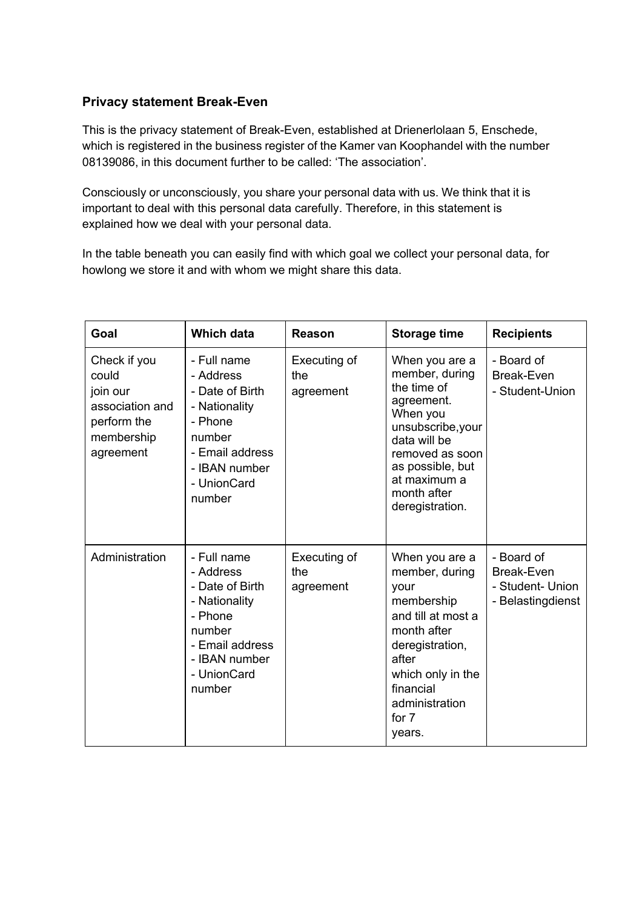## Privacy statement Break-Even

This is the privacy statement of Break-Even, established at Drienerlolaan 5, Enschede, which is registered in the business register of the Kamer van Koophandel with the number 08139086, in this document further to be called: 'The association'.

Consciously or unconsciously, you share your personal data with us. We think that it is important to deal with this personal data carefully. Therefore, in this statement is explained how we deal with your personal data.

In the table beneath you can easily find with which goal we collect your personal data, for howlong we store it and with whom we might share this data.

| Goal | Which data | Reason | Storage time | Recipients |
|---|---|---|---|---|
| Check if you could join our association and perform the membership agreement | - Full name<br>- Address<br>- Date of Birth<br>- Nationality<br>- Phone number<br>- Email address<br>- IBAN number<br>- UnionCard number | Executing of the agreement | When you are a member, during the time of agreement. When you unsubscribe,your data will be removed as soon as possible, but at maximum a month after deregistration. | - Board of Break-Even<br>- Student-Union |
| Administration | - Full name<br>- Address<br>- Date of Birth<br>- Nationality<br>- Phone number<br>- Email address<br>- IBAN number<br>- UnionCard number | Executing of the agreement | When you are a member, during your membership and till at most a month after deregistration, after which only in the financial administration for 7 years. | - Board of Break-Even<br>- Student- Union<br>- Belastingdienst |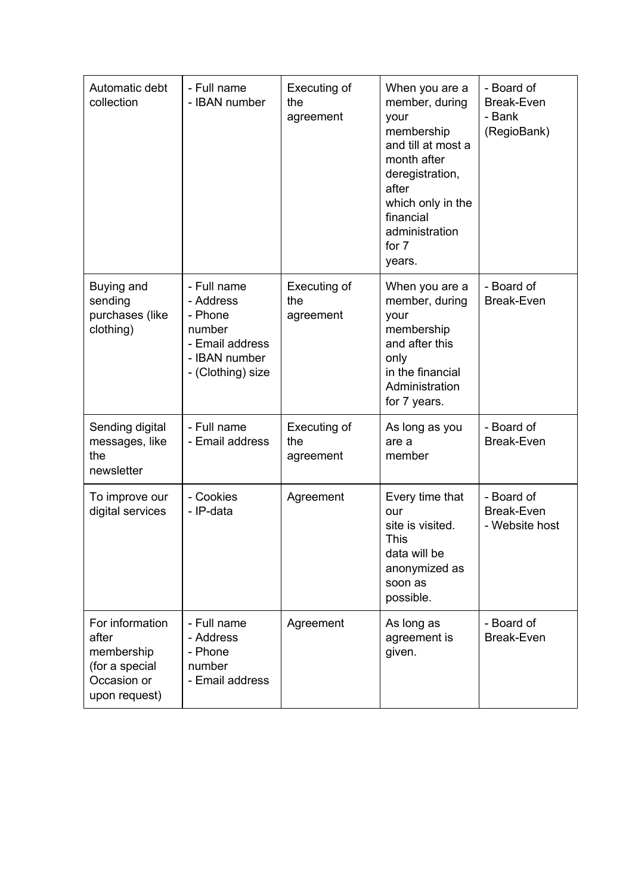| Automatic debt collection | - Full name<br>- IBAN number | Executing of the agreement | When you are a member, during your membership and till at most a month after deregistration, after which only in the financial administration for 7 years. | - Board of Break-Even<br>- Bank (RegioBank) |
|---|---|---|---|---|
| Buying and sending purchases (like clothing) | - Full name<br>- Address<br>- Phone number<br>- Email address<br>- IBAN number<br>- (Clothing) size | Executing of the agreement | When you are a member, during your membership and after this only in the financial Administration for 7 years. | - Board of Break-Even |
| Sending digital messages, like the newsletter | - Full name<br>- Email address | Executing of the agreement | As long as you are a member | - Board of Break-Even |
| To improve our digital services | - Cookies<br>- IP-data | Agreement | Every time that our site is visited. This data will be anonymized as soon as possible. | - Board of Break-Even<br>- Website host |
| For information after membership (for a special Occasion or upon request) | - Full name<br>- Address<br>- Phone number<br>- Email address | Agreement | As long as agreement is given. | - Board of Break-Even |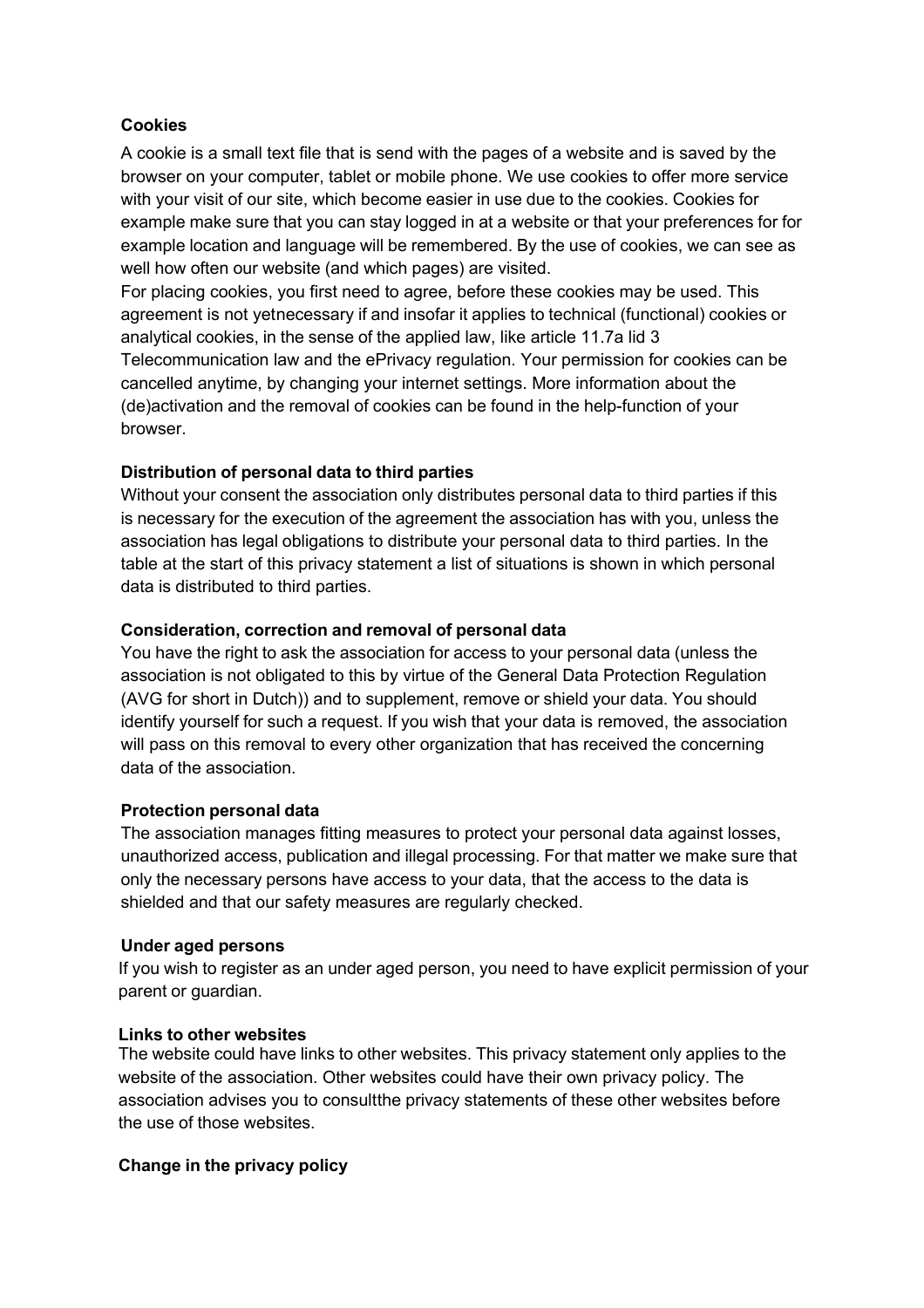**Cookies**

A cookie is a small text file that is send with the pages of a website and is saved by the browser on your computer, tablet or mobile phone. We use cookies to offer more service with your visit of our site, which become easier in use due to the cookies. Cookies for example make sure that you can stay logged in at a website or that your preferences for for example location and language will be remembered. By the use of cookies, we can see as well how often our website (and which pages) are visited.

For placing cookies, you first need to agree, before these cookies may be used. This agreement is not yetnecessary if and insofar it applies to technical (functional) cookies or analytical cookies, in the sense of the applied law, like article 11.7a lid 3 Telecommunication law and the ePrivacy regulation. Your permission for cookies can be cancelled anytime, by changing your internet settings. More information about the (de)activation and the removal of cookies can be found in the help-function of your browser.

**Distribution of personal data to third parties**

Without your consent the association only distributes personal data to third parties if this is necessary for the execution of the agreement the association has with you, unless the association has legal obligations to distribute your personal data to third parties. In the table at the start of this privacy statement a list of situations is shown in which personal data is distributed to third parties.

**Consideration, correction and removal of personal data**

You have the right to ask the association for access to your personal data (unless the association is not obligated to this by virtue of the General Data Protection Regulation (AVG for short in Dutch)) and to supplement, remove or shield your data. You should identify yourself for such a request. If you wish that your data is removed, the association will pass on this removal to every other organization that has received the concerning data of the association.

**Protection personal data**

The association manages fitting measures to protect your personal data against losses, unauthorized access, publication and illegal processing. For that matter we make sure that only the necessary persons have access to your data, that the access to the data is shielded and that our safety measures are regularly checked.

**Under aged persons**

If you wish to register as an under aged person, you need to have explicit permission of your parent or guardian.

**Links to other websites**

The website could have links to other websites. This privacy statement only applies to the website of the association. Other websites could have their own privacy policy. The association advises you to consultthe privacy statements of these other websites before the use of those websites.

**Change in the privacy policy**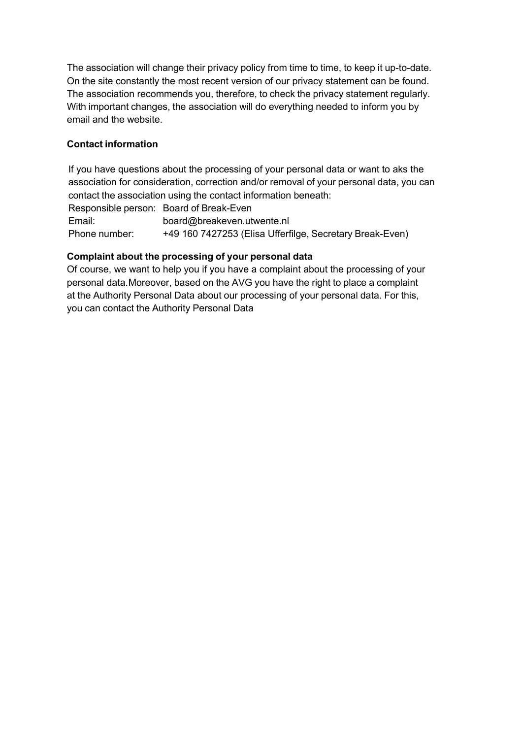The association will change their privacy policy from time to time, to keep it up-to-date. On the site constantly the most recent version of our privacy statement can be found. The association recommends you, therefore, to check the privacy statement regularly. With important changes, the association will do everything needed to inform you by email and the website.

**Contact information**

If you have questions about the processing of your personal data or want to aks the association for consideration, correction and/or removal of your personal data, you can contact the association using the contact information beneath:

| | |
|---|---|
| Responsible person: | Board of Break-Even |
| Email: | board@breakeven.utwente.nl |
| Phone number: | +49 160 7427253 (Elisa Ufferfilge, Secretary Break-Even) |

**Complaint about the processing of your personal data**

Of course, we want to help you if you have a complaint about the processing of your personal data. Moreover, based on the AVG you have the right to place a complaint at the Authority Personal Data about our processing of your personal data. For this, you can contact the Authority Personal Data